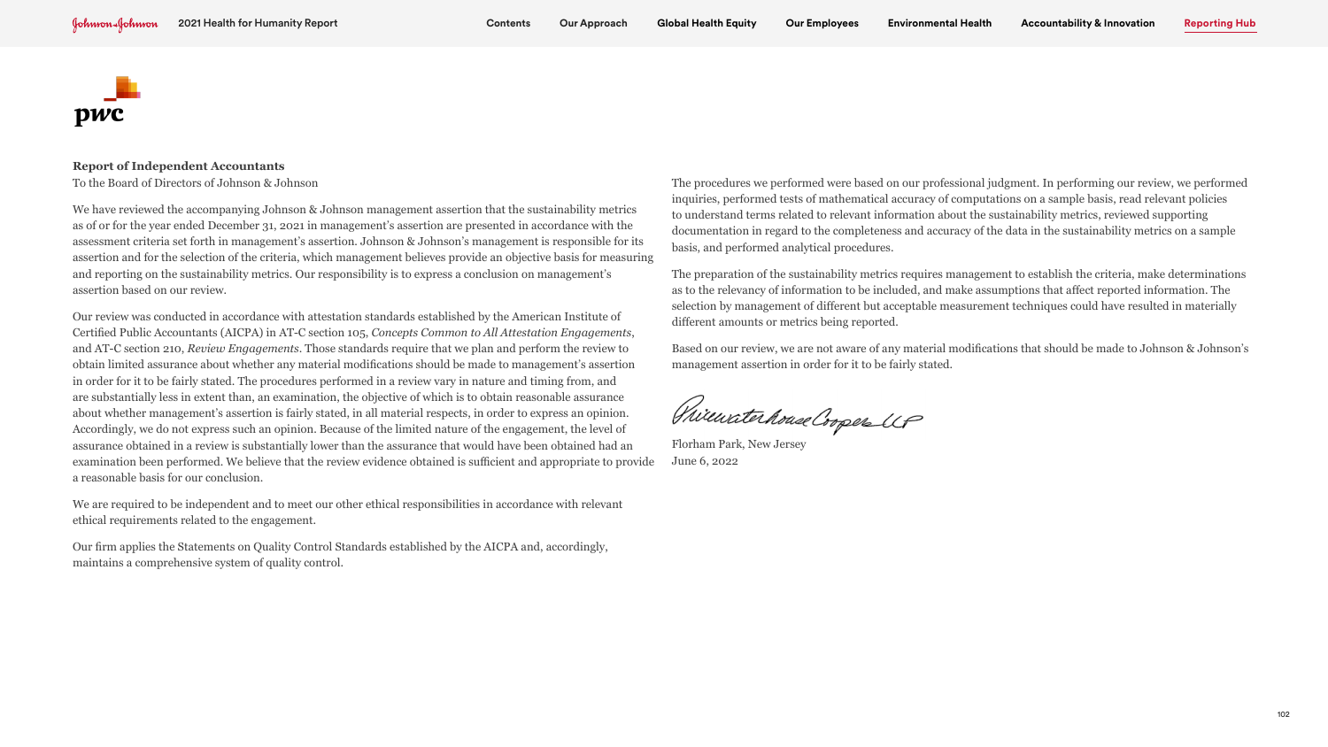pwc

**Report of Independent Accountants**

To the Board of Directors of Johnson & Johnson

We have reviewed the accompanying Johnson & Johnson management assertion that the sustainability metrics as of or for the year ended December 31, 2021 in management's assertion are presented in accordance with the assessment criteria set forth in management's assertion. Johnson & Johnson's management is responsible for its assertion and for the selection of the criteria, which management believes provide an objective basis for measuring and reporting on the sustainability metrics. Our responsibility is to express a conclusion on management's assertion based on our review.

Our review was conducted in accordance with attestation standards established by the American Institute of Certified Public Accountants (AICPA) in AT-C section 105, *Concepts Common to All Attestation Engagements*, and AT-C section 210, *Review Engagements*. Those standards require that we plan and perform the review to obtain limited assurance about whether any material modifications should be made to management's assertion in order for it to be fairly stated. The procedures performed in a review vary in nature and timing from, and are substantially less in extent than, an examination, the objective of which is to obtain reasonable assurance about whether management's assertion is fairly stated, in all material respects, in order to express an opinion. Accordingly, we do not express such an opinion. Because of the limited nature of the engagement, the level of assurance obtained in a review is substantially lower than the assurance that would have been obtained had an examination been performed. We believe that the review evidence obtained is sufficient and appropriate to provide a reasonable basis for our conclusion.

We are required to be independent and to meet our other ethical responsibilities in accordance with relevant ethical requirements related to the engagement.

Our firm applies the Statements on Quality Control Standards established by the AICPA and, accordingly, maintains a comprehensive system of quality control.

The procedures we performed were based on our professional judgment. In performing our review, we performed inquiries, performed tests of mathematical accuracy of computations on a sample basis, read relevant policies to understand terms related to relevant information about the sustainability metrics, reviewed supporting documentation in regard to the completeness and accuracy of the data in the sustainability metrics on a sample basis, and performed analytical procedures.

The preparation of the sustainability metrics requires management to establish the criteria, make determinations as to the relevancy of information to be included, and make assumptions that affect reported information. The selection by management of different but acceptable measurement techniques could have resulted in materially different amounts or metrics being reported.

Based on our review, we are not aware of any material modifications that should be made to Johnson & Johnson's management assertion in order for it to be fairly stated.

PricewaterhouseCoopers LLP

Florham Park, New Jersey
June 6, 2022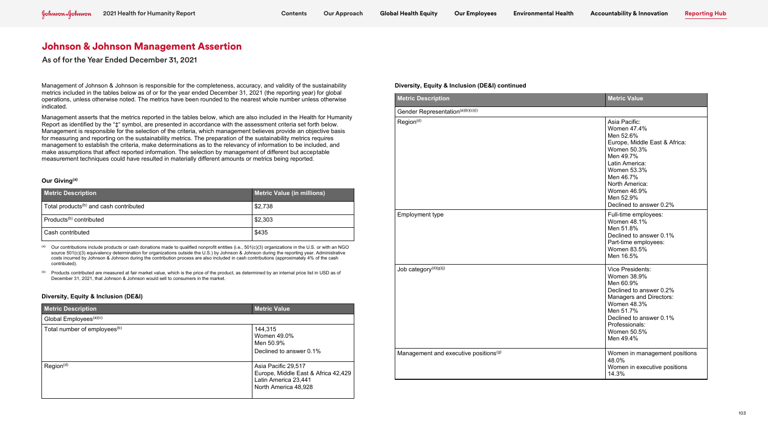## Johnson & Johnson Management Assertion

### As of for the Year Ended December 31, 2021

Management of Johnson & Johnson is responsible for the completeness, accuracy, and validity of the sustainability metrics included in the tables below as of or for the year ended December 31, 2021 (the reporting year) for global operations, unless otherwise noted. The metrics have been rounded to the nearest whole number unless otherwise indicated.

Management asserts that the metrics reported in the tables below, which are also included in the Health for Humanity Report as identified by the "‡" symbol, are presented in accordance with the assessment criteria set forth below. Management is responsible for the selection of the criteria, which management believes provide an objective basis for measuring and reporting on the sustainability metrics. The preparation of the sustainability metrics requires management to establish the criteria, make determinations as to the relevancy of information to be included, and make assumptions that affect reported information. The selection by management of different but acceptable measurement techniques could have resulted in materially different amounts or metrics being reported.

#### Our Giving[a]

| Metric Description | Metric Value (in millions) |
|---|---|
| Total products[b] and cash contributed | $2,738 |
| Products[b] contributed | $2,303 |
| Cash contributed | $435 |

[a] Our contributions include products or cash donations made to qualified nonprofit entities (i.e., 501(c)(3) organizations in the U.S. or with an NGO source 501(c)(3) equivalency determination for organizations outside the U.S.) by Johnson & Johnson during the reporting year. Administrative costs incurred by Johnson & Johnson during the contribution process are also included in cash contributions (approximately 4% of the cash contributed).

[b] Products contributed are measured at fair market value, which is the price of the product, as determined by an internal price list in USD as of December 31, 2021, that Johnson & Johnson would sell to consumers in the market.

#### Diversity, Equity & Inclusion (DE&I)

| Metric Description | Metric Value |
|---|---|
| Global Employees[a][c] | |
| Total number of employees[b] | 144,315<br>Women 49.0%<br>Men 50.9%<br>Declined to answer 0.1% |
| Region[d] | Asia Pacific 29,517<br>Europe, Middle East & Africa 42,429<br>Latin America 23,441<br>North America 48,928 |

#### Diversity, Equity & Inclusion (DE&I) continued

| Metric Description | Metric Value |
|---|---|
| Gender Representation[a][b][c][i] | |
| Region[d] | Asia Pacific:<br>Women 47.4%<br>Men 52.6%<br>Europe, Middle East & Africa:<br>Women 50.3%<br>Men 49.7%<br>Latin America:<br>Women 53.3%<br>Men 46.7%<br>North America:<br>Women 46.9%<br>Men 52.9%<br>Declined to answer 0.2% |
| Employment type | Full-time employees:<br>Women 48.1%<br>Men 51.8%<br>Declined to answer 0.1%<br>Part-time employees:<br>Women 83.5%<br>Men 16.5% |
| Job category[d][g][j] | Vice Presidents:<br>Women 38.9%<br>Men 60.9%<br>Declined to answer 0.2%<br>Managers and Directors:<br>Women 48.3%<br>Men 51.7%<br>Declined to answer 0.1%<br>Professionals:<br>Women 50.5%<br>Men 49.4% |
| Management and executive positions[g] | Women in management positions 48.0%<br>Women in executive positions 14.3% |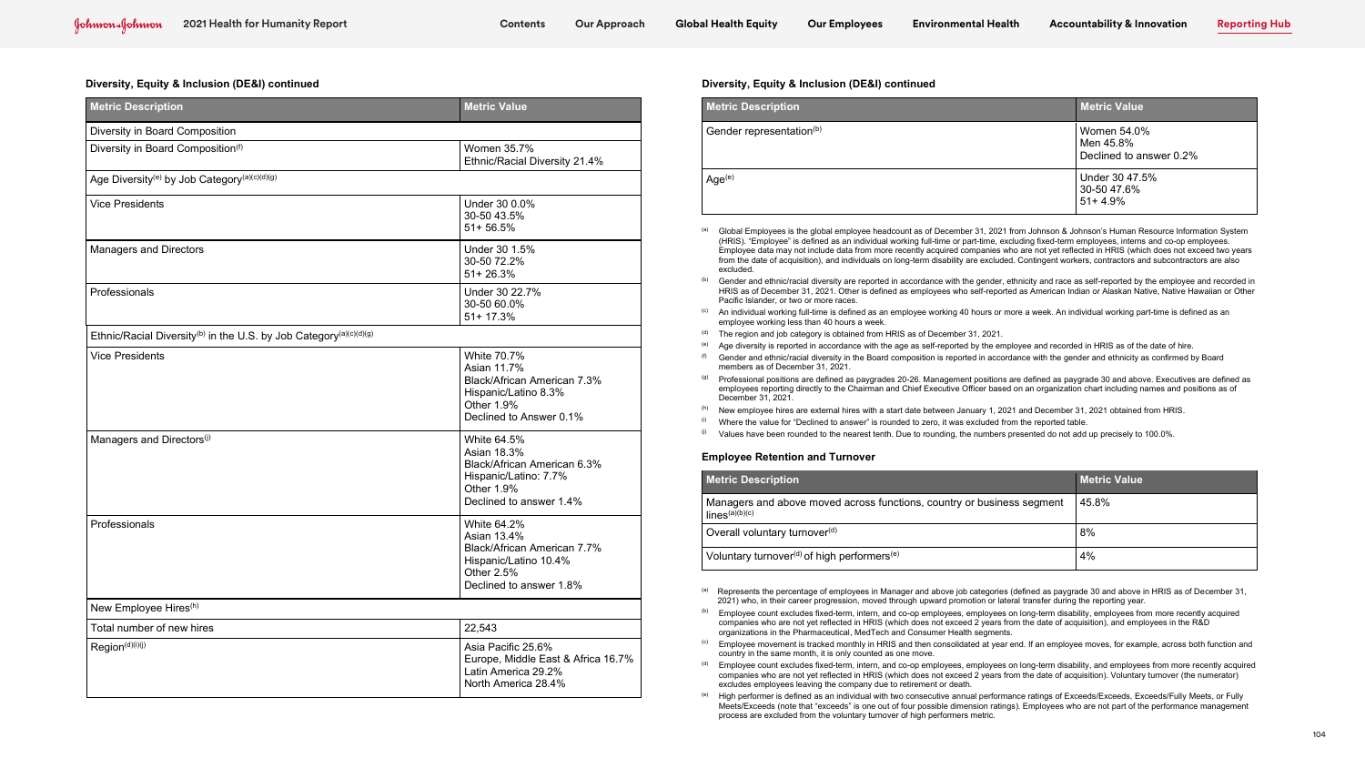## Diversity, Equity & Inclusion (DE&I) continued

| Metric Description | Metric Value |
|---|---|
| Diversity in Board Composition | |
| Diversity in Board Composition[f] | Women 35.7%<br>Ethnic/Racial Diversity 21.4% |
| Age Diversity[e] by Job Category[a)(c)(d)(g] | |
| Vice Presidents | Under 30 0.0%<br>30-50 43.5%<br>51+ 56.5% |
| Managers and Directors | Under 30 1.5%<br>30-50 72.2%<br>51+ 26.3% |
| Professionals | Under 30 22.7%<br>30-50 60.0%<br>51+ 17.3% |
| Ethnic/Racial Diversity[b] in the U.S. by Job Category[a)(c)(d)(g] | |
| Vice Presidents | White 70.7%<br>Asian 11.7%<br>Black/African American 7.3%<br>Hispanic/Latino 8.3%<br>Other 1.9%<br>Declined to Answer 0.1% |
| Managers and Directors[j] | White 64.5%<br>Asian 18.3%<br>Black/African American 6.3%<br>Hispanic/Latino: 7.7%<br>Other 1.9%<br>Declined to answer 1.4% |
| Professionals | White 64.2%<br>Asian 13.4%<br>Black/African American 7.7%<br>Hispanic/Latino 10.4%<br>Other 2.5%<br>Declined to answer 1.8% |
| New Employee Hires[h] | |
| Total number of new hires | 22,543 |
| Region[d)(i)(j] | Asia Pacific 25.6%<br>Europe, Middle East & Africa 16.7%<br>Latin America 29.2%<br>North America 28.4% |

## Diversity, Equity & Inclusion (DE&I) continued

| Metric Description | Metric Value |
|---|---|
| Gender representation[b] | Women 54.0%<br>Men 45.8%<br>Declined to answer 0.2% |
| Age[e] | Under 30 47.5%<br>30-50 47.6%<br>51+ 4.9% |

[a] Global Employees is the global employee headcount as of December 31, 2021 from Johnson & Johnson's Human Resource Information System (HRIS). "Employee" is defined as an individual working full-time or part-time, excluding fixed-term employees, interns and co-op employees. Employee data may not include data from more recently acquired companies who are not yet reflected in HRIS (which does not exceed two years from the date of acquisition), and individuals on long-term disability are excluded. Contingent workers, contractors and subcontractors are also excluded.

[b] Gender and ethnic/racial diversity are reported in accordance with the gender, ethnicity and race as self-reported by the employee and recorded in HRIS as of December 31, 2021. Other is defined as employees who self-reported as American Indian or Alaskan Native, Native Hawaiian or Other Pacific Islander, or two or more races.

[c] An individual working full-time is defined as an employee working 40 hours or more a week. An individual working part-time is defined as an employee working less than 40 hours a week.

[d] The region and job category is obtained from HRIS as of December 31, 2021.

[e] Age diversity is reported in accordance with the age as self-reported by the employee and recorded in HRIS as of the date of hire.

[f] Gender and ethnic/racial diversity in the Board composition is reported in accordance with the gender and ethnicity as confirmed by Board members as of December 31, 2021.

[g] Professional positions are defined as paygrades 20-26. Management positions are defined as paygrade 30 and above. Executives are defined as employees reporting directly to the Chairman and Chief Executive Officer based on an organization chart including names and positions as of December 31, 2021.

[h] New employee hires are external hires with a start date between January 1, 2021 and December 31, 2021 obtained from HRIS.

[i] Where the value for "Declined to answer" is rounded to zero, it was excluded from the reported table.

[j] Values have been rounded to the nearest tenth. Due to rounding, the numbers presented do not add up precisely to 100.0%.

### Employee Retention and Turnover

| Metric Description | Metric Value |
|---|---|
| Managers and above moved across functions, country or business segment lines[a)(b)(c] | 45.8% |
| Overall voluntary turnover[d] | 8% |
| Voluntary turnover[d] of high performers[e] | 4% |

[a] Represents the percentage of employees in Manager and above job categories (defined as paygrade 30 and above in HRIS as of December 31, 2021) who, in their career progression, moved through upward promotion or lateral transfer during the reporting year.

[b] Employee count excludes fixed-term, intern, and co-op employees, employees on long-term disability, employees from more recently acquired companies who are not yet reflected in HRIS (which does not exceed 2 years from the date of acquisition), and employees in the R&D organizations in the Pharmaceutical, MedTech and Consumer Health segments.

[c] Employee movement is tracked monthly in HRIS and then consolidated at year end. If an employee moves, for example, across both function and country in the same month, it is only counted as one move.

[d] Employee count excludes fixed-term, intern, and co-op employees, employees on long-term disability, and employees from more recently acquired companies who are not yet reflected in HRIS (which does not exceed 2 years from the date of acquisition). Voluntary turnover (the numerator) excludes employees leaving the company due to retirement or death.

[e] High performer is defined as an individual with two consecutive annual performance ratings of Exceeds/Exceeds, Exceeds/Fully Meets, or Fully Meets/Exceeds (note that "exceeds" is one out of four possible dimension ratings). Employees who are not part of the performance management process are excluded from the voluntary turnover of high performers metric.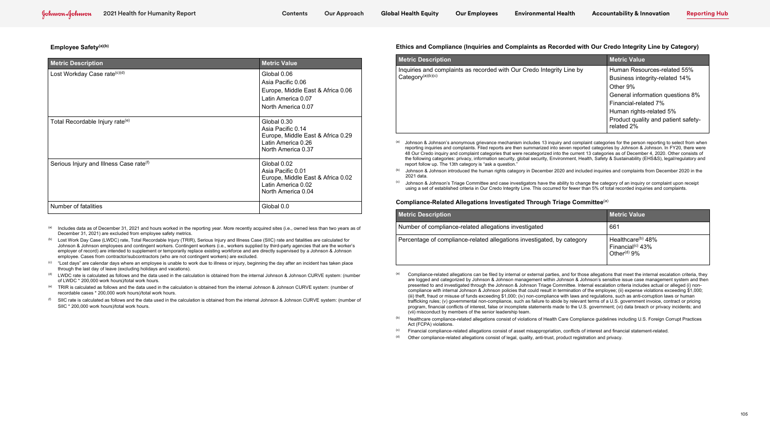### Employee Safety[a][b]

| Metric Description | Metric Value |
|---|---|
| Lost Workday Case rate[c][d] | Global 0.06<br>Asia Pacific 0.06<br>Europe, Middle East & Africa 0.06<br>Latin America 0.07<br>North America 0.07 |
| Total Recordable Injury rate[e] | Global 0.30<br>Asia Pacific 0.14<br>Europe, Middle East & Africa 0.29<br>Latin America 0.26<br>North America 0.37 |
| Serious Injury and Illness Case rate[f] | Global 0.02<br>Asia Pacific 0.01<br>Europe, Middle East & Africa 0.02<br>Latin America 0.02<br>North America 0.04 |
| Number of fatalities | Global 0.0 |

[a] Includes data as of December 31, 2021 and hours worked in the reporting year. More recently acquired sites (i.e., owned less than two years as of December 31, 2021) are excluded from employee safety metrics.

[b] Lost Work Day Case (LWDC) rate, Total Recordable Injury (TRIR), Serious Injury and Illness Case (SIIC) rate and fatalities are calculated for Johnson & Johnson employees and contingent workers. Contingent workers (i.e., workers supplied by third-party agencies that are the worker's employer of record) are intended to supplement or temporarily replace existing workforce and are directly supervised by a Johnson & Johnson employee. Cases from contractor/subcontractors (who are not contingent workers) are excluded.

[c] "Lost days" are calendar days where an employee is unable to work due to illness or injury, beginning the day after an incident has taken place through the last day of leave (excluding holidays and vacations).

[d] LWDC rate is calculated as follows and the data used in the calculation is obtained from the internal Johnson & Johnson CURVE system: (number of LWDC * 200,000 work hours)/total work hours.

[e] TRIR is calculated as follows and the data used in the calculation is obtained from the internal Johnson & Johnson CURVE system: (number of recordable cases * 200,000 work hours)/total work hours.

[f] SIIC rate is calculated as follows and the data used in the calculation is obtained from the internal Johnson & Johnson CURVE system: (number of SIIC * 200,000 work hours)/total work hours.

### Ethics and Compliance (Inquiries and Complaints as Recorded with Our Credo Integrity Line by Category)

| Metric Description | Metric Value |
|---|---|
| Inquiries and complaints as recorded with Our Credo Integrity Line by Category[a][b][c] | Human Resources-related 55%<br>Business integrity-related 14%<br>Other 9%<br>General information questions 8%<br>Financial-related 7%<br>Human rights-related 5%<br>Product quality and patient safety-related 2% |

[a] Johnson & Johnson's anonymous grievance mechanism includes 13 inquiry and complaint categories for the person reporting to select from when reporting inquiries and complaints. Filed reports are then summarized into seven reported categories by Johnson & Johnson. In FY20, there were 48 Our Credo inquiry and complaint categories that were recategorized into the current 13 categories as of December 4, 2020. Other consists of the following categories: privacy, information security, global security, Environment, Health, Safety & Sustainability (EHS&S), legal/regulatory and report follow up. The 13th category is "ask a question."

[b] Johnson & Johnson introduced the human rights category in December 2020 and included inquiries and complaints from December 2020 in the 2021 data.

[c] Johnson & Johnson's Triage Committee and case investigators have the ability to change the category of an inquiry or complaint upon receipt using a set of established criteria in Our Credo Integrity Line. This occurred for fewer than 5% of total recorded inquiries and complaints.

### Compliance-Related Allegations Investigated Through Triage Committee[a]

| Metric Description | Metric Value |
|---|---|
| Number of compliance-related allegations investigated | 661 |
| Percentage of compliance-related allegations investigated, by category | Healthcare[b] 48%<br>Financial[c] 43%<br>Other[d] 9% |

[a] Compliance-related allegations can be filed by internal or external parties, and for those allegations that meet the internal escalation criteria, they are logged and categorized by Johnson & Johnson management within Johnson & Johnson's sensitive issue case management system and then presented to and investigated through the Johnson & Johnson Triage Committee. Internal escalation criteria includes actual or alleged (i) non-compliance with internal Johnson & Johnson policies that could result in termination of the employee; (ii) expense violations exceeding $1,000; (iii) theft, fraud or misuse of funds exceeding $1,000; (iv) non-compliance with laws and regulations, such as anti-corruption laws or human trafficking rules; (v) governmental non-compliance, such as failure to abide by relevant terms of a U.S. government invoice, contract or pricing program, financial conflicts of interest, false or incomplete statements made to the U.S. government; (vi) data breach or privacy incidents; and (vii) misconduct by members of the senior leadership team.

[b] Healthcare compliance-related allegations consist of violations of Health Care Compliance guidelines including U.S. Foreign Corrupt Practices Act (FCPA) violations.

[c] Financial compliance-related allegations consist of asset misappropriation, conflicts of interest and financial statement-related.

[d] Other compliance-related allegations consist of legal, quality, anti-trust, product registration and privacy.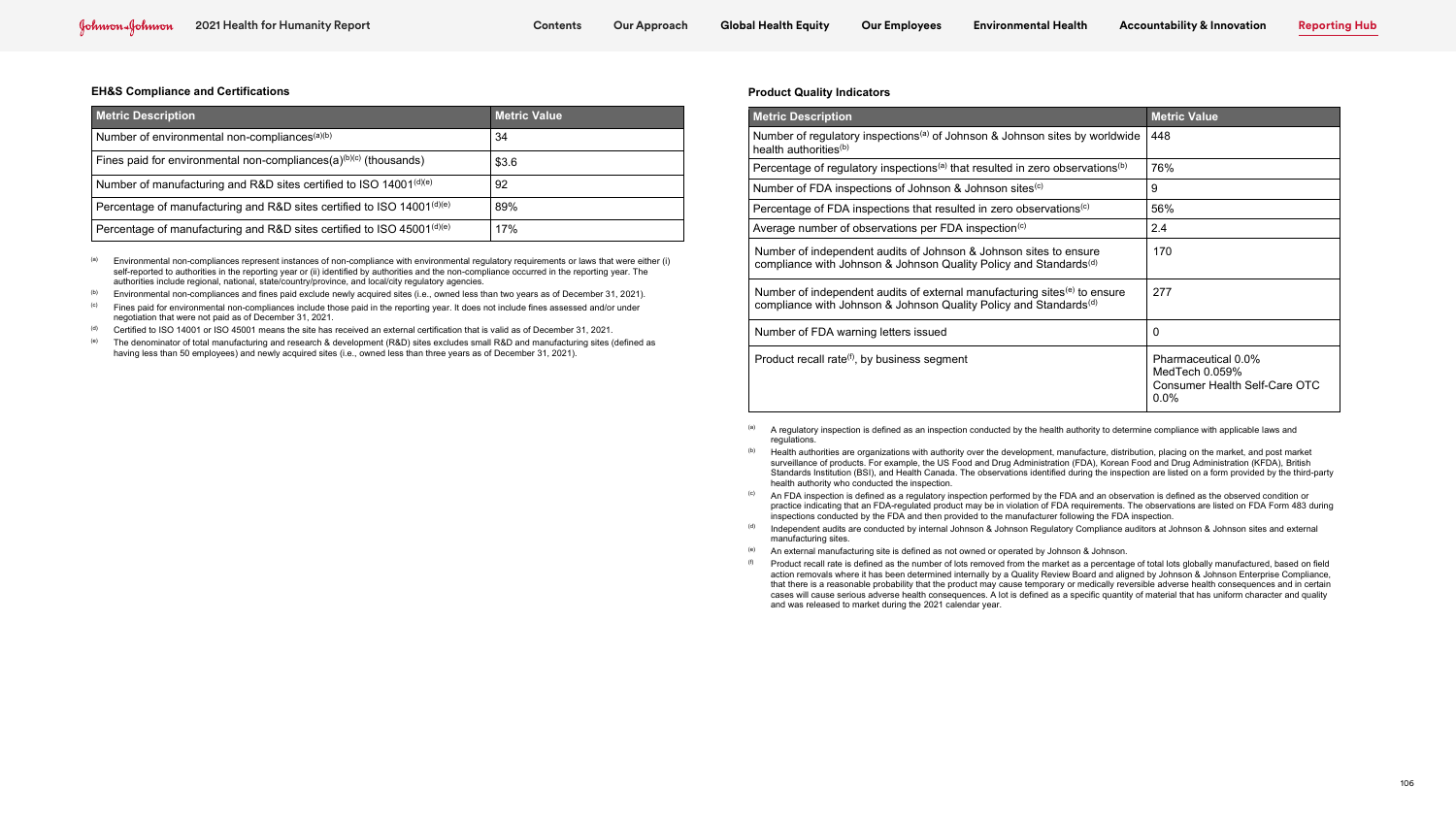### EH&S Compliance and Certifications

| Metric Description | Metric Value |
|---|---|
| Number of environmental non-compliances[a][b] | 34 |
| Fines paid for environmental non-compliances(a)[b][c] (thousands) | $3.6 |
| Number of manufacturing and R&D sites certified to ISO 14001[d][e] | 92 |
| Percentage of manufacturing and R&D sites certified to ISO 14001[d][e] | 89% |
| Percentage of manufacturing and R&D sites certified to ISO 45001[d][e] | 17% |

[a] Environmental non-compliances represent instances of non-compliance with environmental regulatory requirements or laws that were either (i) self-reported to authorities in the reporting year or (ii) identified by authorities and the non-compliance occurred in the reporting year. The authorities include regional, national, state/country/province, and local/city regulatory agencies.

[b] Environmental non-compliances and fines paid exclude newly acquired sites (i.e., owned less than two years as of December 31, 2021).

[c] Fines paid for environmental non-compliances include those paid in the reporting year. It does not include fines assessed and/or under negotiation that were not paid as of December 31, 2021.

[d] Certified to ISO 14001 or ISO 45001 means the site has received an external certification that is valid as of December 31, 2021.

[e] The denominator of total manufacturing and research & development (R&D) sites excludes small R&D and manufacturing sites (defined as having less than 50 employees) and newly acquired sites (i.e., owned less than three years as of December 31, 2021).

### Product Quality Indicators

| Metric Description | Metric Value |
|---|---|
| Number of regulatory inspections[a] of Johnson & Johnson sites by worldwide health authorities[b] | 448 |
| Percentage of regulatory inspections[a] that resulted in zero observations[b] | 76% |
| Number of FDA inspections of Johnson & Johnson sites[c] | 9 |
| Percentage of FDA inspections that resulted in zero observations[c] | 56% |
| Average number of observations per FDA inspection[c] | 2.4 |
| Number of independent audits of Johnson & Johnson sites to ensure compliance with Johnson & Johnson Quality Policy and Standards[d] | 170 |
| Number of independent audits of external manufacturing sites[e] to ensure compliance with Johnson & Johnson Quality Policy and Standards[d] | 277 |
| Number of FDA warning letters issued | 0 |
| Product recall rate[f], by business segment | Pharmaceutical 0.0%<br>MedTech 0.059%<br>Consumer Health Self-Care OTC 0.0% |

[a] A regulatory inspection is defined as an inspection conducted by the health authority to determine compliance with applicable laws and regulations.

[b] Health authorities are organizations with authority over the development, manufacture, distribution, placing on the market, and post market surveillance of products. For example, the US Food and Drug Administration (FDA), Korean Food and Drug Administration (KFDA), British Standards Institution (BSI), and Health Canada. The observations identified during the inspection are listed on a form provided by the third-party health authority who conducted the inspection.

[c] An FDA inspection is defined as a regulatory inspection performed by the FDA and an observation is defined as the observed condition or practice indicating that an FDA-regulated product may be in violation of FDA requirements. The observations are listed on FDA Form 483 during inspections conducted by the FDA and then provided to the manufacturer following the FDA inspection.

[d] Independent audits are conducted by internal Johnson & Johnson Regulatory Compliance auditors at Johnson & Johnson sites and external manufacturing sites.

[e] An external manufacturing site is defined as not owned or operated by Johnson & Johnson.

[f] Product recall rate is defined as the number of lots removed from the market as a percentage of total lots globally manufactured, based on field action removals where it has been determined internally by a Quality Review Board and aligned by Johnson & Johnson Enterprise Compliance, that there is a reasonable probability that the product may cause temporary or medically reversible adverse health consequences and in certain cases will cause serious adverse health consequences. A lot is defined as a specific quantity of material that has uniform character and quality and was released to market during the 2021 calendar year.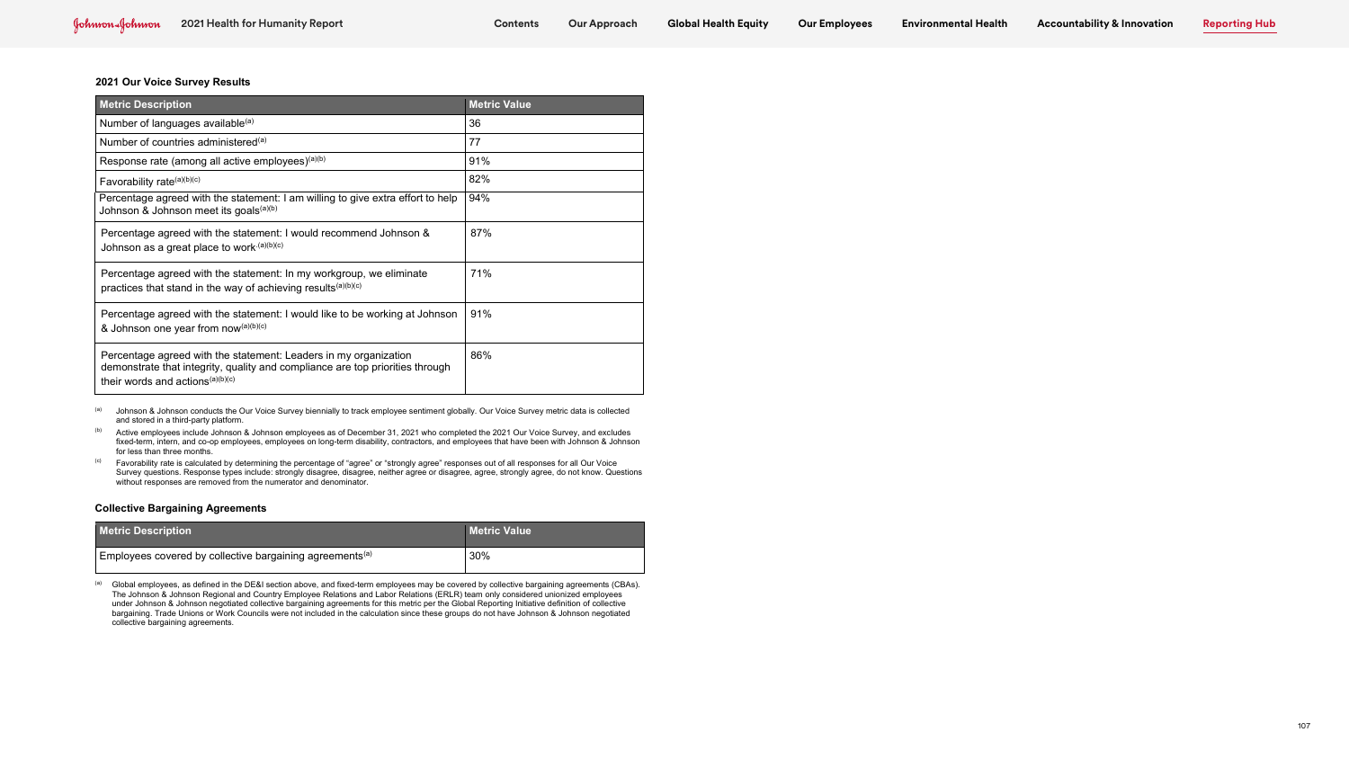### 2021 Our Voice Survey Results

| Metric Description | Metric Value |
| --- | --- |
| Number of languages available[a] | 36 |
| Number of countries administered[a] | 77 |
| Response rate (among all active employees)[a][b] | 91% |
| Favorability rate[a][b][c] | 82% |
| Percentage agreed with the statement: I am willing to give extra effort to help Johnson & Johnson meet its goals[a][b] | 94% |
| Percentage agreed with the statement: I would recommend Johnson & Johnson as a great place to work [a][b][c] | 87% |
| Percentage agreed with the statement: In my workgroup, we eliminate practices that stand in the way of achieving results[a][b][c] | 71% |
| Percentage agreed with the statement: I would like to be working at Johnson & Johnson one year from now[a][b][c] | 91% |
| Percentage agreed with the statement: Leaders in my organization demonstrate that integrity, quality and compliance are top priorities through their words and actions[a][b][c] | 86% |

(a) Johnson & Johnson conducts the Our Voice Survey biennially to track employee sentiment globally. Our Voice Survey metric data is collected and stored in a third-party platform.

(b) Active employees include Johnson & Johnson employees as of December 31, 2021 who completed the 2021 Our Voice Survey, and excludes fixed-term, intern, and co-op employees, employees on long-term disability, contractors, and employees that have been with Johnson & Johnson for less than three months.

(c) Favorability rate is calculated by determining the percentage of "agree" or "strongly agree" responses out of all responses for all Our Voice Survey questions. Response types include: strongly disagree, disagree, neither agree or disagree, agree, strongly agree, do not know. Questions without responses are removed from the numerator and denominator.

### Collective Bargaining Agreements

| Metric Description | Metric Value |
| --- | --- |
| Employees covered by collective bargaining agreements[a] | 30% |

(a) Global employees, as defined in the DE&I section above, and fixed-term employees may be covered by collective bargaining agreements (CBAs). The Johnson & Johnson Regional and Country Employee Relations and Labor Relations (ERLR) team only considered unionized employees under Johnson & Johnson negotiated collective bargaining agreements for this metric per the Global Reporting Initiative definition of collective bargaining. Trade Unions or Work Councils were not included in the calculation since these groups do not have Johnson & Johnson negotiated collective bargaining agreements.